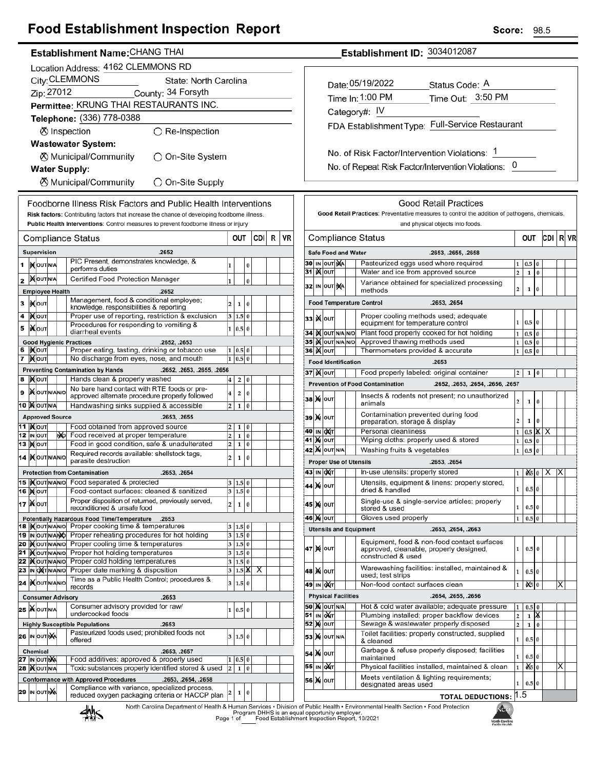# Food Establishment Inspection Report

**Score:** 98.5

**Establishment Name:** CHANG THAI

**Establishment ID:** 3034012087

Location Address: 4162 CLEMMONS RD

City: CLEMMONS State: North Carolina

Zip: 27012 County: 34 Forsyth

Permittee: KRUNG THAI RESTAURANTS INC.

Telephone: (336) 778-0388

⊗ Inspection ○ Re-Inspection

**Wastewater System:**

⊗ Municipal/Community ○ On-Site System

**Water Supply:**

⊗ Municipal/Community ○ On-Site Supply

Date: 05/19/2022 Status Code: A

Time In: 1:00 PM Time Out: 3:50 PM

Category#: IV

FDA Establishment Type: Full-Service Restaurant

No. of Risk Factor/Intervention Violations: 1

No. of Repeat Risk Factor/Intervention Violations: 0

## Foodborne Illness Risk Factors and Public Health Interventions

**Risk factors:** Contributing factors that increase the chance of developing foodborne illness.

**Public Health Interventions:** Control measures to prevent foodborne illness or injury

| # | Compliance Status | | OUT | | | CDI | R | VR |
|---|---|---|---|---|---|---|---|---|
| | **Supervision** .2652 | | | | | | | |
| 1 | IN | PIC Present, demonstrates knowledge, & performs duties | 1 | | 0 | | | |
| 2 | IN | Certified Food Protection Manager | 1 | | 0 | | | |
| | **Employee Health** .2652 | | | | | | | |
| 3 | IN | Management, food & conditional employee; knowledge, responsibilities & reporting | 2 | 1 | 0 | | | |
| 4 | IN | Proper use of reporting, restriction & exclusion | 3 | 1.5 | 0 | | | |
| 5 | IN | Procedures for responding to vomiting & diarrheal events | 1 | 0.5 | 0 | | | |
| | **Good Hygienic Practices** .2652, .2653 | | | | | | | |
| 6 | IN | Proper eating, tasting, drinking or tobacco use | 1 | 0.5 | 0 | | | |
| 7 | IN | No discharge from eyes, nose, and mouth | 1 | 0.5 | 0 | | | |
| | **Preventing Contamination by Hands** .2652, .2653, .2655, .2656 | | | | | | | |
| 8 | IN | Hands clean & properly washed | 4 | 2 | 0 | | | |
| 9 | IN | No bare hand contact with RTE foods or pre-approved alternate procedure properly followed | 4 | 2 | 0 | | | |
| 10 | IN | Handwashing sinks supplied & accessible | 2 | 1 | 0 | | | |
| | **Approved Source** .2653, .2655 | | | | | | | |
| 11 | IN | Food obtained from approved source | 2 | 1 | 0 | | | |
| 12 | N/O | Food received at proper temperature | 2 | 1 | 0 | | | |
| 13 | IN | Food in good condition, safe & unadulterated | 2 | 1 | 0 | | | |
| 14 | IN | Required records available: shellstock tags, parasite destruction | 2 | 1 | 0 | | | |
| | **Protection from Contamination** .2653, .2654 | | | | | | | |
| 15 | IN | Food separated & protected | 3 | 1.5 | 0 | | | |
| 16 | IN | Food-contact surfaces: cleaned & sanitized | 3 | 1.5 | 0 | | | |
| 17 | IN | Proper disposition of returned, previously served, reconditioned & unsafe food | 2 | 1 | 0 | | | |
| | **Potentially Hazardous Food Time/Temperature** .2653 | | | | | | | |
| 18 | IN | Proper cooking time & temperatures | 3 | 1.5 | 0 | | | |
| 19 | N/O | Proper reheating procedures for hot holding | 3 | 1.5 | 0 | | | |
| 20 | IN | Proper cooling time & temperatures | 3 | 1.5 | 0 | | | |
| 21 | IN | Proper hot holding temperatures | 3 | 1.5 | 0 | | | |
| 22 | IN | Proper cold holding temperatures | 3 | 1.5 | 0 | | | |
| 23 | OUT | Proper date marking & disposition | 3 | 1.5 | X | X | | |
| 24 | IN | Time as a Public Health Control; procedures & records | 3 | 1.5 | 0 | | | |
| | **Consumer Advisory** .2653 | | | | | | | |
| 25 | IN | Consumer advisory provided for raw/undercooked foods | 1 | 0.5 | 0 | | | |
| | **Highly Susceptible Populations** .2653 | | | | | | | |
| 26 | N/A | Pasteurized foods used; prohibited foods not offered | 3 | 1.5 | 0 | | | |
| | **Chemical** .2653, .2657 | | | | | | | |
| 27 | N/A | Food additives: approved & properly used | 1 | 0.5 | 0 | | | |
| 28 | IN | Toxic substances properly identified stored & used | 2 | 1 | 0 | | | |
| | **Conformance with Approved Procedures** .2653, .2654, .2658 | | | | | | | |
| 29 | N/A | Compliance with variance, specialized process, reduced oxygen packaging criteria or HACCP plan | 2 | 1 | 0 | | | |

## Good Retail Practices

**Good Retail Practices:** Preventative measures to control the addition of pathogens, chemicals, and physical objects into foods.

| # | Compliance Status | | OUT | | | CDI | R | VR |
|---|---|---|---|---|---|---|---|---|
| | **Safe Food and Water** .2653, .2655, .2658 | | | | | | | |
| 30 | N/A | Pasteurized eggs used where required | 1 | 0.5 | 0 | | | |
| 31 | IN | Water and ice from approved source | 2 | 1 | 0 | | | |
| 32 | N/A | Variance obtained for specialized processing methods | 2 | 1 | 0 | | | |
| | **Food Temperature Control** .2653, .2654 | | | | | | | |
| 33 | IN | Proper cooling methods used; adequate equipment for temperature control | 1 | 0.5 | 0 | | | |
| 34 | IN | Plant food properly cooked for hot holding | 1 | 0.5 | 0 | | | |
| 35 | IN | Approved thawing methods used | 1 | 0.5 | 0 | | | |
| 36 | IN | Thermometers provided & accurate | 1 | 0.5 | 0 | | | |
| | **Food Identification** .2653 | | | | | | | |
| 37 | IN | Food properly labeled: original container | 2 | 1 | 0 | | | |
| | **Prevention of Food Contamination** .2652, .2653, .2654, .2656, .2657 | | | | | | | |
| 38 | IN | Insects & rodents not present; no unauthorized animals | 2 | 1 | 0 | | | |
| 39 | IN | Contamination prevented during food preparation, storage & display | 2 | 1 | 0 | | | |
| 40 | OUT | Personal cleanliness | 1 | 0.5 | X | X | | |
| 41 | IN | Wiping cloths: properly used & stored | 1 | 0.5 | 0 | | | |
| 42 | IN | Washing fruits & vegetables | 1 | 0.5 | 0 | | | |
| | **Proper Use of Utensils** .2653, .2654 | | | | | | | |
| 43 | OUT | In-use utensils: properly stored | 1 | X | 0 | X | X | |
| 44 | IN | Utensils, equipment & linens: properly stored, dried & handled | 1 | 0.5 | 0 | | | |
| 45 | IN | Single-use & single-service articles: properly stored & used | 1 | 0.5 | 0 | | | |
| 46 | IN | Gloves used properly | 1 | 0.5 | 0 | | | |
| | **Utensils and Equipment** .2653, .2654, .2663 | | | | | | | |
| 47 | IN | Equipment, food & non-food contact surfaces approved, cleanable, properly designed, constructed & used | 1 | 0.5 | 0 | | | |
| 48 | IN | Warewashing facilities: installed, maintained & used; test strips | 1 | 0.5 | 0 | | | |
| 49 | OUT | Non-food contact surfaces clean | 1 | X | 0 | | X | |
| | **Physical Facilities** .2654, .2655, .2656 | | | | | | | |
| 50 | IN | Hot & cold water available; adequate pressure | 1 | 0.5 | 0 | | | |
| 51 | OUT | Plumbing installed; proper backflow devices | 2 | 1 | X | | | |
| 52 | IN | Sewage & wastewater properly disposed | 2 | 1 | 0 | | | |
| 53 | IN | Toilet facilities: properly constructed, supplied & cleaned | 1 | 0.5 | 0 | | | |
| 54 | IN | Garbage & refuse properly disposed; facilities maintained | 1 | 0.5 | 0 | | | |
| 55 | OUT | Physical facilities installed, maintained & clean | 1 | X | 0 | | X | |
| 56 | IN | Meets ventilation & lighting requirements; designated areas used | 1 | 0.5 | 0 | | | |
| | **TOTAL DEDUCTIONS:** | | 1.5 | | | | | |

North Carolina Department of Health & Human Services • Division of Public Health • Environmental Health Section • Food Protection Program DHHS is an equal opportunity employer.

Food Establishment Inspection Report, 10/2021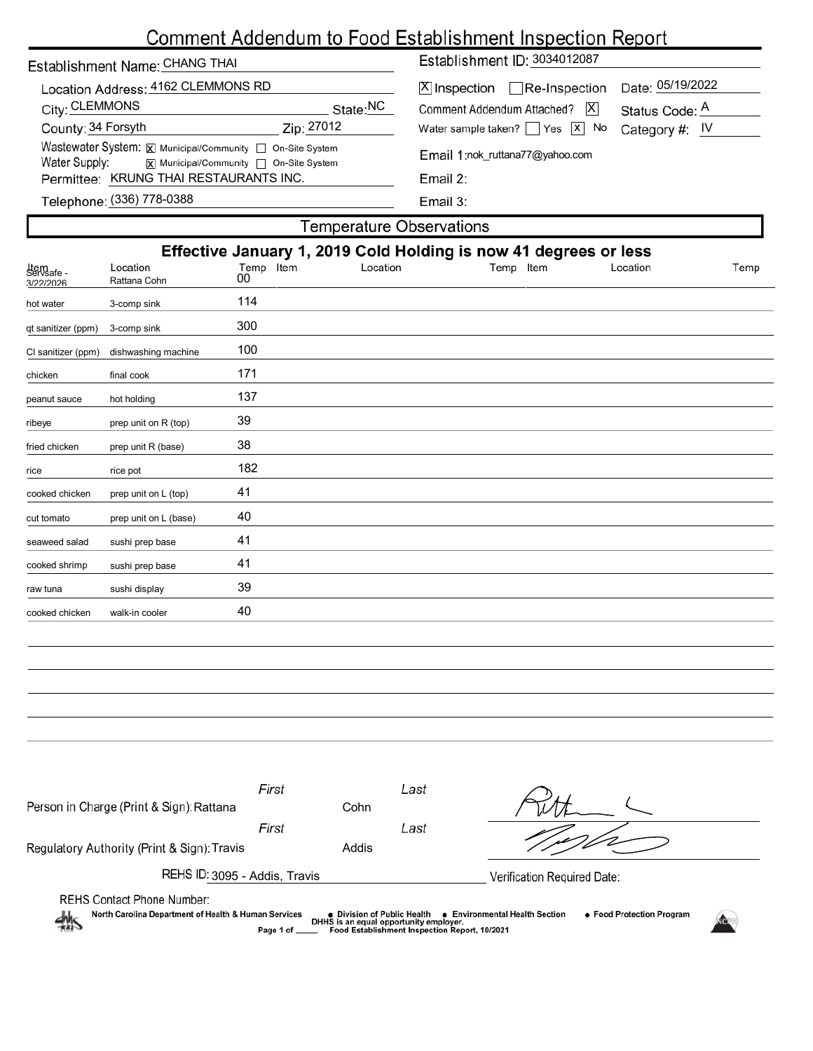# Comment Addendum to Food Establishment Inspection Report

Establishment Name: CHANG THAI

Location Address: 4162 CLEMMONS RD

City: CLEMMONS State: NC

County: 34 Forsyth Zip: 27012

Wastewater System: [X] Municipal/Community [ ] On-Site System

Water Supply: [X] Municipal/Community [ ] On-Site System

Permittee: KRUNG THAI RESTAURANTS INC.

Telephone: (336) 778-0388

Establishment ID: 3034012087

[X] Inspection [ ] Re-Inspection Date: 05/19/2022

Comment Addendum Attached? [X] Status Code: A

Water sample taken? [ ] Yes [X] No Category #: IV

Email 1: nok_ruttana77@yahoo.com

Email 2:

Email 3:

## Temperature Observations

**Effective January 1, 2019 Cold Holding is now 41 degrees or less**

| Item | Location | Temp | Item | Location | Temp | Item | Location | Temp |
|---|---|---|---|---|---|---|---|---|
| Servsafe - 3/22/2026 | Rattana Cohn | 00 | | | | | | |
| hot water | 3-comp sink | 114 | | | | | | |
| qt sanitizer (ppm) | 3-comp sink | 300 | | | | | | |
| Cl sanitizer (ppm) | dishwashing machine | 100 | | | | | | |
| chicken | final cook | 171 | | | | | | |
| peanut sauce | hot holding | 137 | | | | | | |
| ribeye | prep unit on R (top) | 39 | | | | | | |
| fried chicken | prep unit R (base) | 38 | | | | | | |
| rice | rice pot | 182 | | | | | | |
| cooked chicken | prep unit on L (top) | 41 | | | | | | |
| cut tomato | prep unit on L (base) | 40 | | | | | | |
| seaweed salad | sushi prep base | 41 | | | | | | |
| cooked shrimp | sushi prep base | 41 | | | | | | |
| raw tuna | sushi display | 39 | | | | | | |
| cooked chicken | walk-in cooler | 40 | | | | | | |

Person in Charge (Print & Sign): First: Rattana Last: Cohn

Regulatory Authority (Print & Sign): First: Travis Last: Addis

REHS ID: 3095 - Addis, Travis

Verification Required Date:

REHS Contact Phone Number:

North Carolina Department of Health & Human Services • Division of Public Health • Environmental Health Section • Food Protection Program

DHHS is an equal opportunity employer.

Food Establishment Inspection Report, 10/2021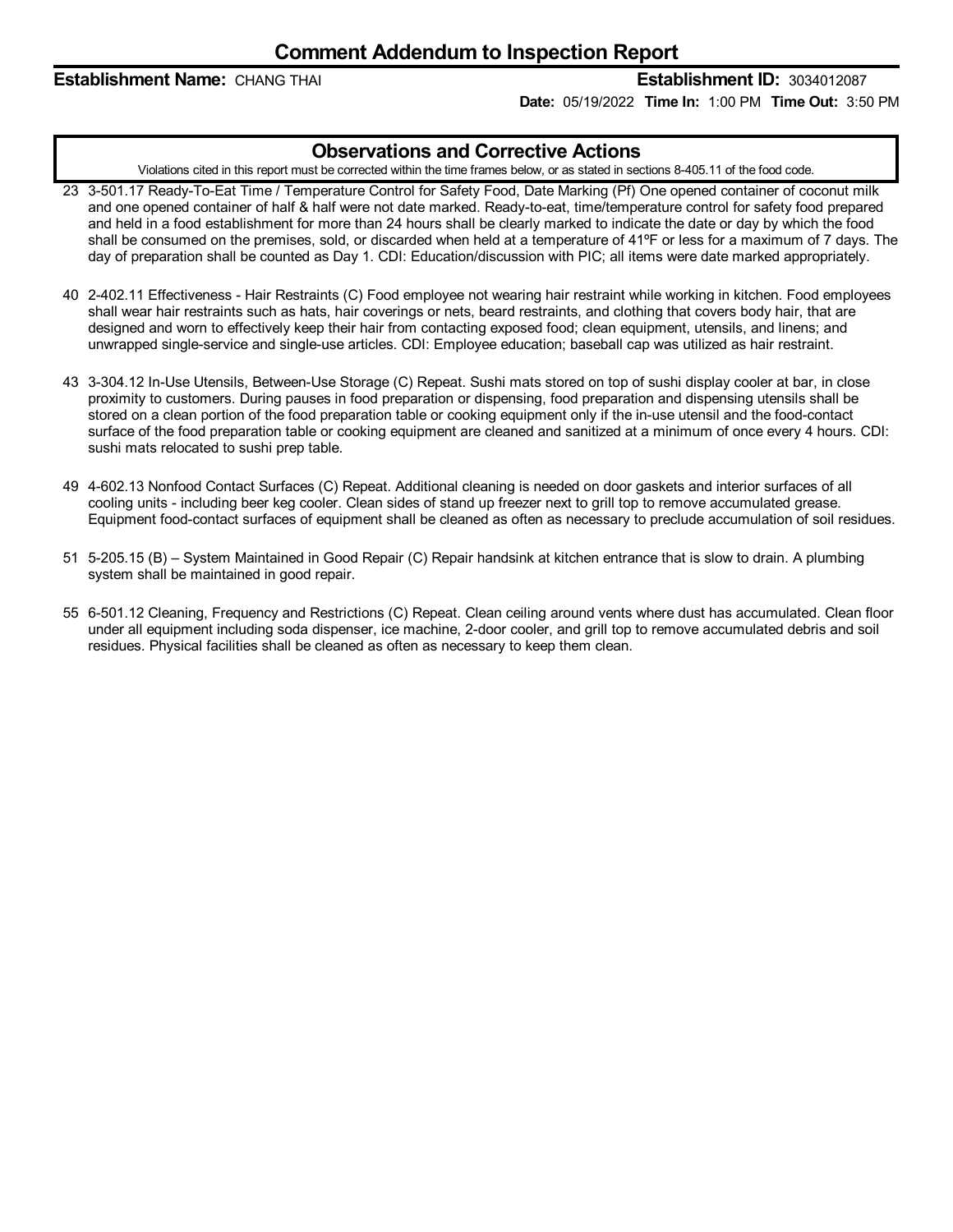# Comment Addendum to Inspection Report

**Establishment Name:** CHANG THAI **Establishment ID:** 3034012087

**Date:** 05/19/2022 **Time In:** 1:00 PM **Time Out:** 3:50 PM

## Observations and Corrective Actions

Violations cited in this report must be corrected within the time frames below, or as stated in sections 8-405.11 of the food code.

23 3-501.17 Ready-To-Eat Time / Temperature Control for Safety Food, Date Marking (Pf) One opened container of coconut milk and one opened container of half & half were not date marked. Ready-to-eat, time/temperature control for safety food prepared and held in a food establishment for more than 24 hours shall be clearly marked to indicate the date or day by which the food shall be consumed on the premises, sold, or discarded when held at a temperature of 41ºF or less for a maximum of 7 days. The day of preparation shall be counted as Day 1. CDI: Education/discussion with PIC; all items were date marked appropriately.

40 2-402.11 Effectiveness - Hair Restraints (C) Food employee not wearing hair restraint while working in kitchen. Food employees shall wear hair restraints such as hats, hair coverings or nets, beard restraints, and clothing that covers body hair, that are designed and worn to effectively keep their hair from contacting exposed food; clean equipment, utensils, and linens; and unwrapped single-service and single-use articles. CDI: Employee education; baseball cap was utilized as hair restraint.

43 3-304.12 In-Use Utensils, Between-Use Storage (C) Repeat. Sushi mats stored on top of sushi display cooler at bar, in close proximity to customers. During pauses in food preparation or dispensing, food preparation and dispensing utensils shall be stored on a clean portion of the food preparation table or cooking equipment only if the in-use utensil and the food-contact surface of the food preparation table or cooking equipment are cleaned and sanitized at a minimum of once every 4 hours. CDI: sushi mats relocated to sushi prep table.

49 4-602.13 Nonfood Contact Surfaces (C) Repeat. Additional cleaning is needed on door gaskets and interior surfaces of all cooling units - including beer keg cooler. Clean sides of stand up freezer next to grill top to remove accumulated grease. Equipment food-contact surfaces of equipment shall be cleaned as often as necessary to preclude accumulation of soil residues.

51 5-205.15 (B) – System Maintained in Good Repair (C) Repair handsink at kitchen entrance that is slow to drain. A plumbing system shall be maintained in good repair.

55 6-501.12 Cleaning, Frequency and Restrictions (C) Repeat. Clean ceiling around vents where dust has accumulated. Clean floor under all equipment including soda dispenser, ice machine, 2-door cooler, and grill top to remove accumulated debris and soil residues. Physical facilities shall be cleaned as often as necessary to keep them clean.